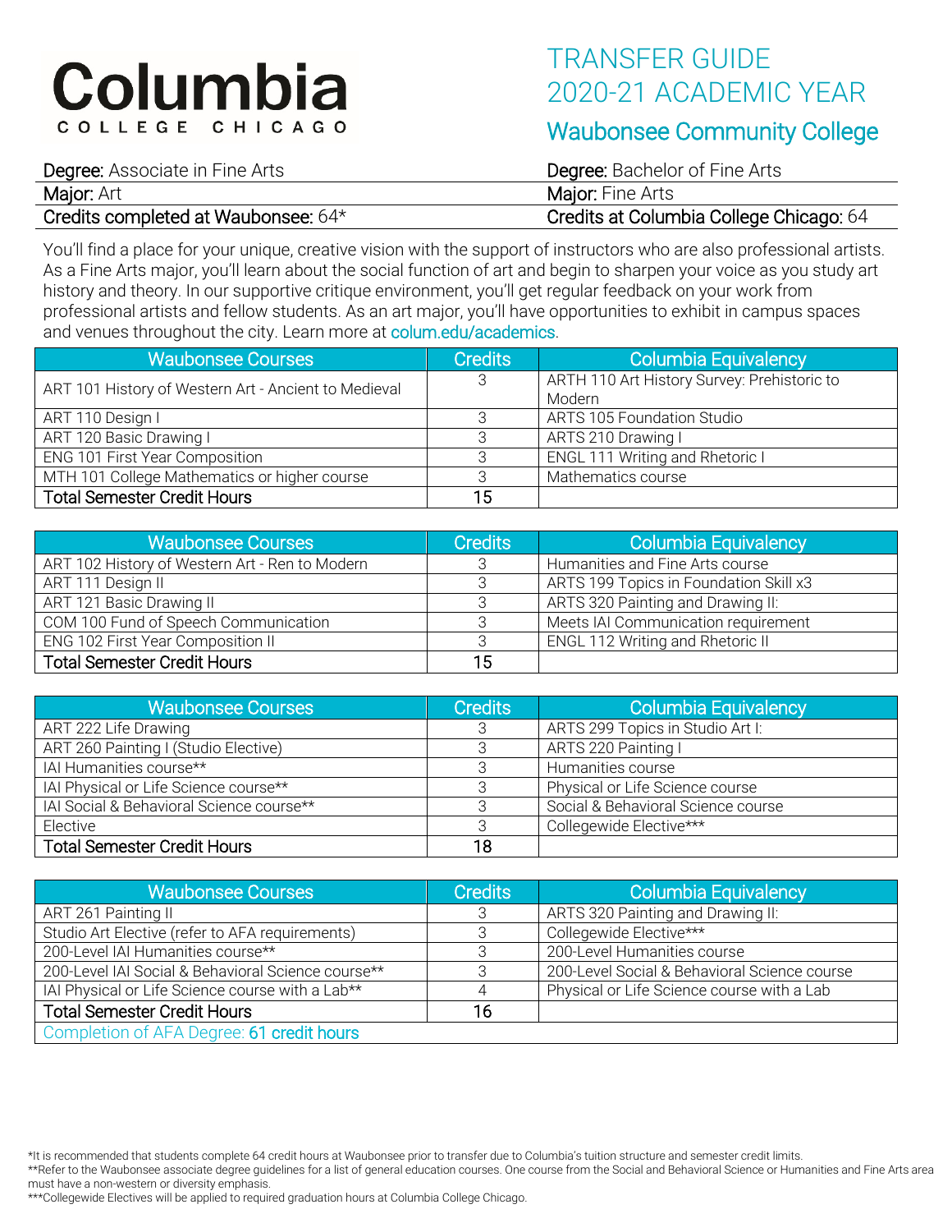# Columbia COLLEGE CHICAGO

# TRANSFER GUIDE 2020-21 ACADEMIC YEAR

## Waubonsee Community College

| | |
|---|---|
| **Degree:** Associate in Fine Arts | **Degree:** Bachelor of Fine Arts |
| **Major:** Art | **Major:** Fine Arts |
| **Credits completed at Waubonsee:** 64* | **Credits at Columbia College Chicago:** 64 |

You'll find a place for your unique, creative vision with the support of instructors who are also professional artists. As a Fine Arts major, you'll learn about the social function of art and begin to sharpen your voice as you study art history and theory. In our supportive critique environment, you'll get regular feedback on your work from professional artists and fellow students. As an art major, you'll have opportunities to exhibit in campus spaces and venues throughout the city. Learn more at colum.edu/academics.

| Waubonsee Courses | Credits | Columbia Equivalency |
|---|---|---|
| ART 101 History of Western Art - Ancient to Medieval | 3 | ARTH 110 Art History Survey: Prehistoric to Modern |
| ART 110 Design I | 3 | ARTS 105 Foundation Studio |
| ART 120 Basic Drawing I | 3 | ARTS 210 Drawing I |
| ENG 101 First Year Composition | 3 | ENGL 111 Writing and Rhetoric I |
| MTH 101 College Mathematics or higher course | 3 | Mathematics course |
| **Total Semester Credit Hours** | **15** | |

| Waubonsee Courses | Credits | Columbia Equivalency |
|---|---|---|
| ART 102 History of Western Art - Ren to Modern | 3 | Humanities and Fine Arts course |
| ART 111 Design II | 3 | ARTS 199 Topics in Foundation Skill x3 |
| ART 121 Basic Drawing II | 3 | ARTS 320 Painting and Drawing II: |
| COM 100 Fund of Speech Communication | 3 | Meets IAI Communication requirement |
| ENG 102 First Year Composition II | 3 | ENGL 112 Writing and Rhetoric II |
| **Total Semester Credit Hours** | **15** | |

| Waubonsee Courses | Credits | Columbia Equivalency |
|---|---|---|
| ART 222 Life Drawing | 3 | ARTS 299 Topics in Studio Art I: |
| ART 260 Painting I (Studio Elective) | 3 | ARTS 220 Painting I |
| IAI Humanities course** | 3 | Humanities course |
| IAI Physical or Life Science course** | 3 | Physical or Life Science course |
| IAI Social & Behavioral Science course** | 3 | Social & Behavioral Science course |
| Elective | 3 | Collegewide Elective*** |
| **Total Semester Credit Hours** | **18** | |

| Waubonsee Courses | Credits | Columbia Equivalency |
|---|---|---|
| ART 261 Painting II | 3 | ARTS 320 Painting and Drawing II: |
| Studio Art Elective (refer to AFA requirements) | 3 | Collegewide Elective*** |
| 200-Level IAI Humanities course** | 3 | 200-Level Humanities course |
| 200-Level IAI Social & Behavioral Science course** | 3 | 200-Level Social & Behavioral Science course |
| IAI Physical or Life Science course with a Lab** | 4 | Physical or Life Science course with a Lab |
| **Total Semester Credit Hours** | **16** | |
| Completion of AFA Degree: **61 credit hours** | | |

*It is recommended that students complete 64 credit hours at Waubonsee prior to transfer due to Columbia's tuition structure and semester credit limits.

**Refer to the Waubonsee associate degree guidelines for a list of general education courses. One course from the Social and Behavioral Science or Humanities and Fine Arts area must have a non-western or diversity emphasis.

***Collegewide Electives will be applied to required graduation hours at Columbia College Chicago.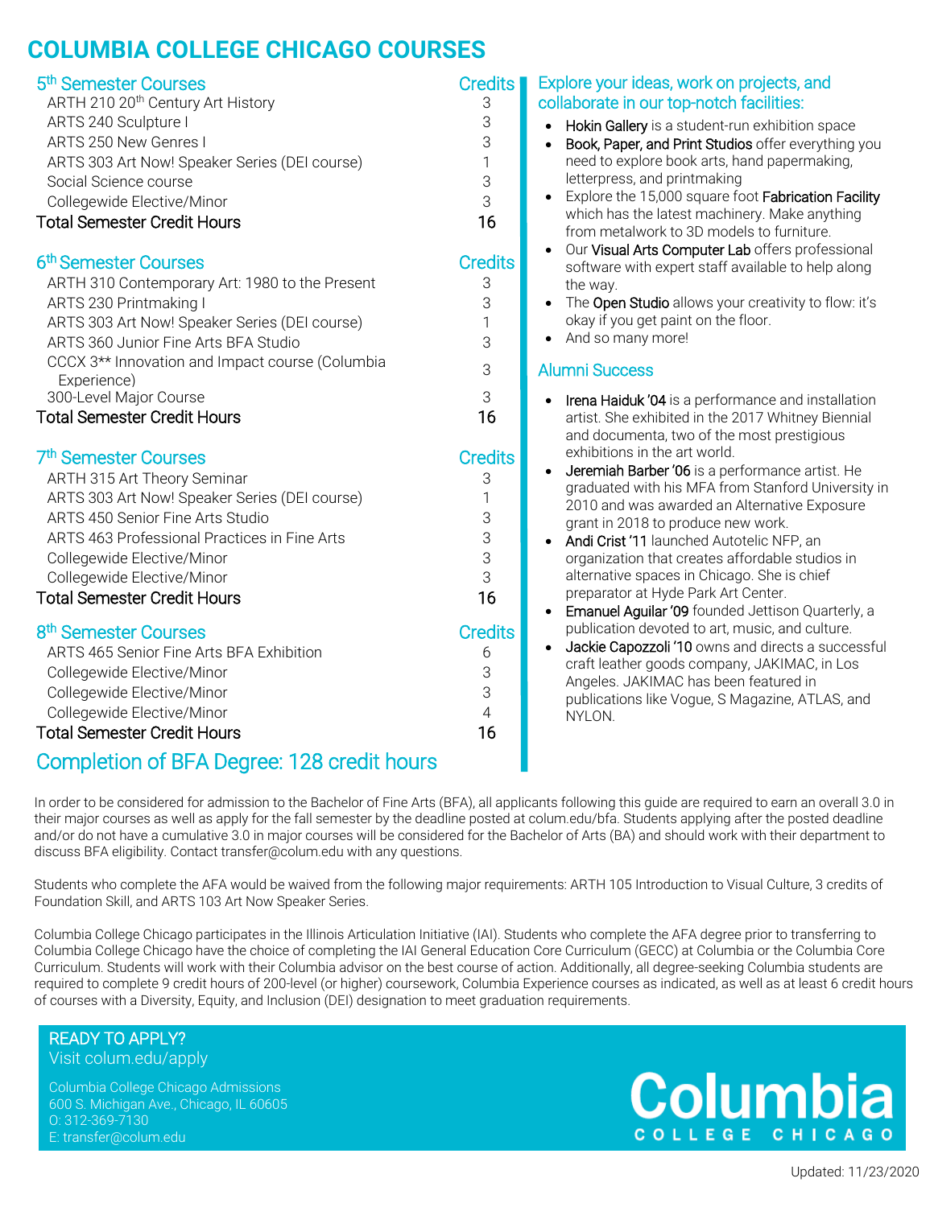# COLUMBIA COLLEGE CHICAGO COURSES

| 5th Semester Courses | Credits |
|---|---|
| ARTH 210 20th Century Art History | 3 |
| ARTS 240 Sculpture I | 3 |
| ARTS 250 New Genres I | 3 |
| ARTS 303 Art Now! Speaker Series (DEI course) | 1 |
| Social Science course | 3 |
| Collegewide Elective/Minor | 3 |
| **Total Semester Credit Hours** | **16** |

| 6th Semester Courses | Credits |
|---|---|
| ARTH 310 Contemporary Art: 1980 to the Present | 3 |
| ARTS 230 Printmaking I | 3 |
| ARTS 303 Art Now! Speaker Series (DEI course) | 1 |
| ARTS 360 Junior Fine Arts BFA Studio | 3 |
| CCCX 3** Innovation and Impact course (Columbia Experience) | 3 |
| 300-Level Major Course | 3 |
| **Total Semester Credit Hours** | **16** |

| 7th Semester Courses | Credits |
|---|---|
| ARTH 315 Art Theory Seminar | 3 |
| ARTS 303 Art Now! Speaker Series (DEI course) | 1 |
| ARTS 450 Senior Fine Arts Studio | 3 |
| ARTS 463 Professional Practices in Fine Arts | 3 |
| Collegewide Elective/Minor | 3 |
| Collegewide Elective/Minor | 3 |
| **Total Semester Credit Hours** | **16** |

| 8th Semester Courses | Credits |
|---|---|
| ARTS 465 Senior Fine Arts BFA Exhibition | 6 |
| Collegewide Elective/Minor | 3 |
| Collegewide Elective/Minor | 3 |
| Collegewide Elective/Minor | 4 |
| **Total Semester Credit Hours** | **16** |

## Completion of BFA Degree: 128 credit hours

## Explore your ideas, work on projects, and collaborate in our top-notch facilities:

- Hokin Gallery is a student-run exhibition space
- Book, Paper, and Print Studios offer everything you need to explore book arts, hand papermaking, letterpress, and printmaking
- Explore the 15,000 square foot Fabrication Facility which has the latest machinery. Make anything from metalwork to 3D models to furniture.
- Our Visual Arts Computer Lab offers professional software with expert staff available to help along the way.
- The Open Studio allows your creativity to flow: it's okay if you get paint on the floor.
- And so many more!

## Alumni Success

- Irena Haiduk '04 is a performance and installation artist. She exhibited in the 2017 Whitney Biennial and documenta, two of the most prestigious exhibitions in the art world.
- Jeremiah Barber '06 is a performance artist. He graduated with his MFA from Stanford University in 2010 and was awarded an Alternative Exposure grant in 2018 to produce new work.
- Andi Crist '11 launched Autotelic NFP, an organization that creates affordable studios in alternative spaces in Chicago. She is chief preparator at Hyde Park Art Center.
- Emanuel Aguilar '09 founded Jettison Quarterly, a publication devoted to art, music, and culture.
- Jackie Capozzoli '10 owns and directs a successful craft leather goods company, JAKIMAC, in Los Angeles. JAKIMAC has been featured in publications like Vogue, S Magazine, ATLAS, and NYLON.

In order to be considered for admission to the Bachelor of Fine Arts (BFA), all applicants following this guide are required to earn an overall 3.0 in their major courses as well as apply for the fall semester by the deadline posted at colum.edu/bfa. Students applying after the posted deadline and/or do not have a cumulative 3.0 in major courses will be considered for the Bachelor of Arts (BA) and should work with their department to discuss BFA eligibility. Contact transfer@colum.edu with any questions.

Students who complete the AFA would be waived from the following major requirements: ARTH 105 Introduction to Visual Culture, 3 credits of Foundation Skill, and ARTS 103 Art Now Speaker Series.

Columbia College Chicago participates in the Illinois Articulation Initiative (IAI). Students who complete the AFA degree prior to transferring to Columbia College Chicago have the choice of completing the IAI General Education Core Curriculum (GECC) at Columbia or the Columbia Core Curriculum. Students will work with their Columbia advisor on the best course of action. Additionally, all degree-seeking Columbia students are required to complete 9 credit hours of 200-level (or higher) coursework, Columbia Experience courses as indicated, as well as at least 6 credit hours of courses with a Diversity, Equity, and Inclusion (DEI) designation to meet graduation requirements.

READY TO APPLY?
Visit colum.edu/apply

Columbia College Chicago Admissions
600 S. Michigan Ave., Chicago, IL 60605
O: 312-369-7130
E: transfer@colum.edu

Columbia COLLEGE CHICAGO

Updated: 11/23/2020